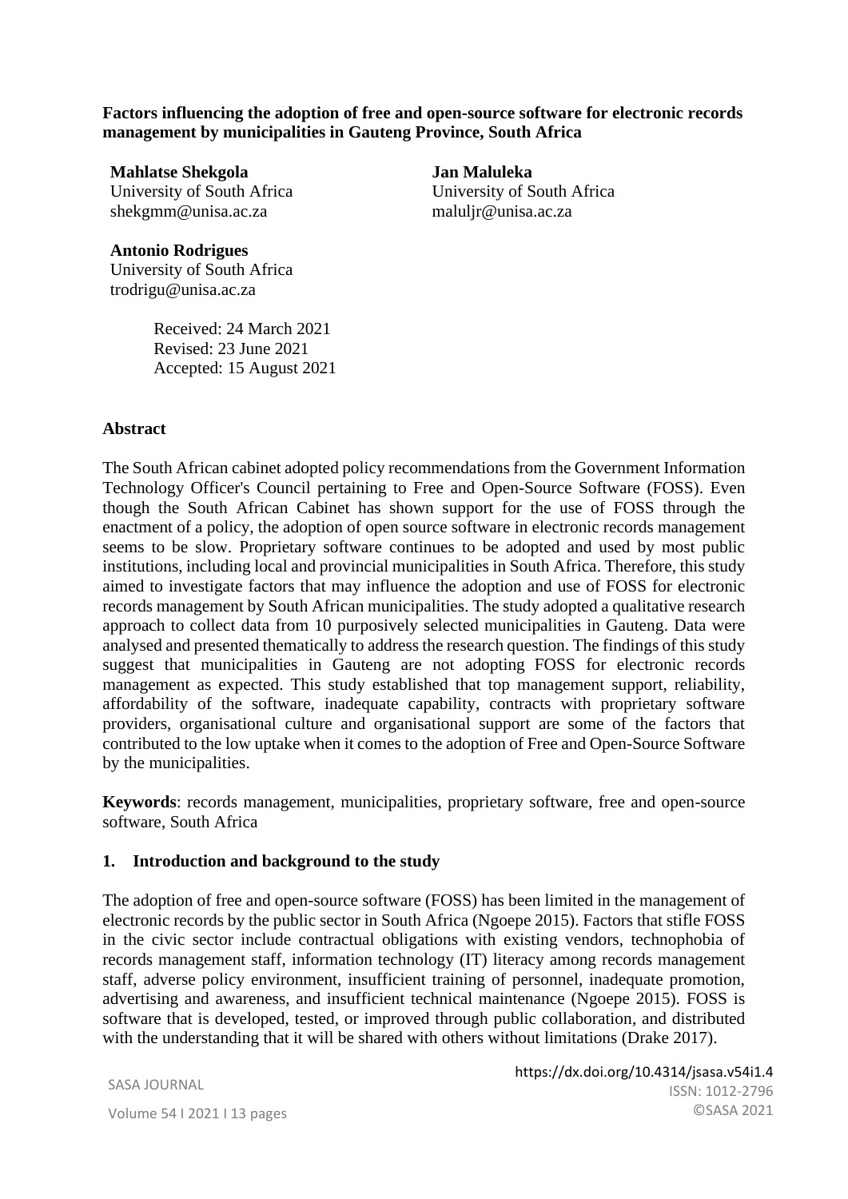**Factors influencing the adoption of free and open-source software for electronic records management by municipalities in Gauteng Province, South Africa**

**Mahlatse Shekgola**
University of South Africa
shekgmm@unisa.ac.za

**Jan Maluleka**
University of South Africa
maluljr@unisa.ac.za

**Antonio Rodrigues**
University of South Africa
trodrigu@unisa.ac.za

Received: 24 March 2021
Revised: 23 June 2021
Accepted: 15 August 2021

## Abstract

The South African cabinet adopted policy recommendations from the Government Information Technology Officer's Council pertaining to Free and Open-Source Software (FOSS). Even though the South African Cabinet has shown support for the use of FOSS through the enactment of a policy, the adoption of open source software in electronic records management seems to be slow. Proprietary software continues to be adopted and used by most public institutions, including local and provincial municipalities in South Africa. Therefore, this study aimed to investigate factors that may influence the adoption and use of FOSS for electronic records management by South African municipalities. The study adopted a qualitative research approach to collect data from 10 purposively selected municipalities in Gauteng. Data were analysed and presented thematically to address the research question. The findings of this study suggest that municipalities in Gauteng are not adopting FOSS for electronic records management as expected. This study established that top management support, reliability, affordability of the software, inadequate capability, contracts with proprietary software providers, organisational culture and organisational support are some of the factors that contributed to the low uptake when it comes to the adoption of Free and Open-Source Software by the municipalities.

**Keywords**: records management, municipalities, proprietary software, free and open-source software, South Africa

## 1. Introduction and background to the study

The adoption of free and open-source software (FOSS) has been limited in the management of electronic records by the public sector in South Africa (Ngoepe 2015). Factors that stifle FOSS in the civic sector include contractual obligations with existing vendors, technophobia of records management staff, information technology (IT) literacy among records management staff, adverse policy environment, insufficient training of personnel, inadequate promotion, advertising and awareness, and insufficient technical maintenance (Ngoepe 2015). FOSS is software that is developed, tested, or improved through public collaboration, and distributed with the understanding that it will be shared with others without limitations (Drake 2017).

https://dx.doi.org/10.4314/jsasa.v54i1.4
ISSN: 1012-2796
©SASA 2021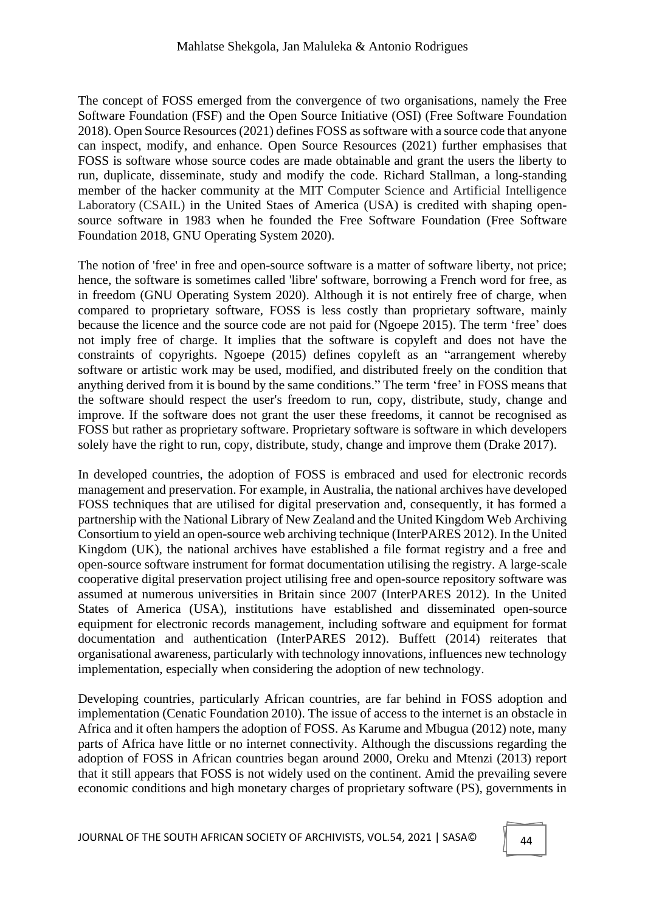The concept of FOSS emerged from the convergence of two organisations, namely the Free Software Foundation (FSF) and the Open Source Initiative (OSI) (Free Software Foundation 2018). Open Source Resources (2021) defines FOSS as software with a source code that anyone can inspect, modify, and enhance. Open Source Resources (2021) further emphasises that FOSS is software whose source codes are made obtainable and grant the users the liberty to run, duplicate, disseminate, study and modify the code. Richard Stallman, a long-standing member of the hacker community at the MIT Computer Science and Artificial Intelligence Laboratory (CSAIL) in the United Staes of America (USA) is credited with shaping open-source software in 1983 when he founded the Free Software Foundation (Free Software Foundation 2018, GNU Operating System 2020).

The notion of 'free' in free and open-source software is a matter of software liberty, not price; hence, the software is sometimes called 'libre' software, borrowing a French word for free, as in freedom (GNU Operating System 2020). Although it is not entirely free of charge, when compared to proprietary software, FOSS is less costly than proprietary software, mainly because the licence and the source code are not paid for (Ngoepe 2015). The term 'free' does not imply free of charge. It implies that the software is copyleft and does not have the constraints of copyrights. Ngoepe (2015) defines copyleft as an "arrangement whereby software or artistic work may be used, modified, and distributed freely on the condition that anything derived from it is bound by the same conditions." The term 'free' in FOSS means that the software should respect the user's freedom to run, copy, distribute, study, change and improve. If the software does not grant the user these freedoms, it cannot be recognised as FOSS but rather as proprietary software. Proprietary software is software in which developers solely have the right to run, copy, distribute, study, change and improve them (Drake 2017).

In developed countries, the adoption of FOSS is embraced and used for electronic records management and preservation. For example, in Australia, the national archives have developed FOSS techniques that are utilised for digital preservation and, consequently, it has formed a partnership with the National Library of New Zealand and the United Kingdom Web Archiving Consortium to yield an open-source web archiving technique (InterPARES 2012). In the United Kingdom (UK), the national archives have established a file format registry and a free and open-source software instrument for format documentation utilising the registry. A large-scale cooperative digital preservation project utilising free and open-source repository software was assumed at numerous universities in Britain since 2007 (InterPARES 2012). In the United States of America (USA), institutions have established and disseminated open-source equipment for electronic records management, including software and equipment for format documentation and authentication (InterPARES 2012). Buffett (2014) reiterates that organisational awareness, particularly with technology innovations, influences new technology implementation, especially when considering the adoption of new technology.

Developing countries, particularly African countries, are far behind in FOSS adoption and implementation (Cenatic Foundation 2010). The issue of access to the internet is an obstacle in Africa and it often hampers the adoption of FOSS. As Karume and Mbugua (2012) note, many parts of Africa have little or no internet connectivity. Although the discussions regarding the adoption of FOSS in African countries began around 2000, Oreku and Mtenzi (2013) report that it still appears that FOSS is not widely used on the continent. Amid the prevailing severe economic conditions and high monetary charges of proprietary software (PS), governments in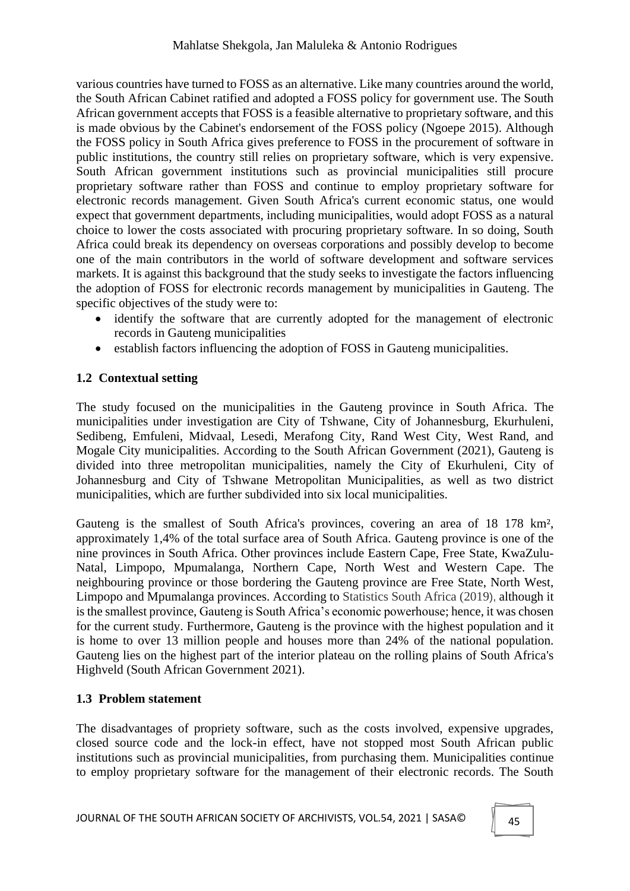various countries have turned to FOSS as an alternative. Like many countries around the world, the South African Cabinet ratified and adopted a FOSS policy for government use. The South African government accepts that FOSS is a feasible alternative to proprietary software, and this is made obvious by the Cabinet's endorsement of the FOSS policy (Ngoepe 2015). Although the FOSS policy in South Africa gives preference to FOSS in the procurement of software in public institutions, the country still relies on proprietary software, which is very expensive. South African government institutions such as provincial municipalities still procure proprietary software rather than FOSS and continue to employ proprietary software for electronic records management. Given South Africa's current economic status, one would expect that government departments, including municipalities, would adopt FOSS as a natural choice to lower the costs associated with procuring proprietary software. In so doing, South Africa could break its dependency on overseas corporations and possibly develop to become one of the main contributors in the world of software development and software services markets. It is against this background that the study seeks to investigate the factors influencing the adoption of FOSS for electronic records management by municipalities in Gauteng. The specific objectives of the study were to:

- identify the software that are currently adopted for the management of electronic records in Gauteng municipalities
- establish factors influencing the adoption of FOSS in Gauteng municipalities.

### 1.2 Contextual setting

The study focused on the municipalities in the Gauteng province in South Africa. The municipalities under investigation are City of Tshwane, City of Johannesburg, Ekurhuleni, Sedibeng, Emfuleni, Midvaal, Lesedi, Merafong City, Rand West City, West Rand, and Mogale City municipalities. According to the South African Government (2021), Gauteng is divided into three metropolitan municipalities, namely the City of Ekurhuleni, City of Johannesburg and City of Tshwane Metropolitan Municipalities, as well as two district municipalities, which are further subdivided into six local municipalities.

Gauteng is the smallest of South Africa's provinces, covering an area of 18 178 km², approximately 1,4% of the total surface area of South Africa. Gauteng province is one of the nine provinces in South Africa. Other provinces include Eastern Cape, Free State, KwaZulu-Natal, Limpopo, Mpumalanga, Northern Cape, North West and Western Cape. The neighbouring province or those bordering the Gauteng province are Free State, North West, Limpopo and Mpumalanga provinces. According to Statistics South Africa (2019), although it is the smallest province, Gauteng is South Africa's economic powerhouse; hence, it was chosen for the current study. Furthermore, Gauteng is the province with the highest population and it is home to over 13 million people and houses more than 24% of the national population. Gauteng lies on the highest part of the interior plateau on the rolling plains of South Africa's Highveld (South African Government 2021).

### 1.3 Problem statement

The disadvantages of propriety software, such as the costs involved, expensive upgrades, closed source code and the lock-in effect, have not stopped most South African public institutions such as provincial municipalities, from purchasing them. Municipalities continue to employ proprietary software for the management of their electronic records. The South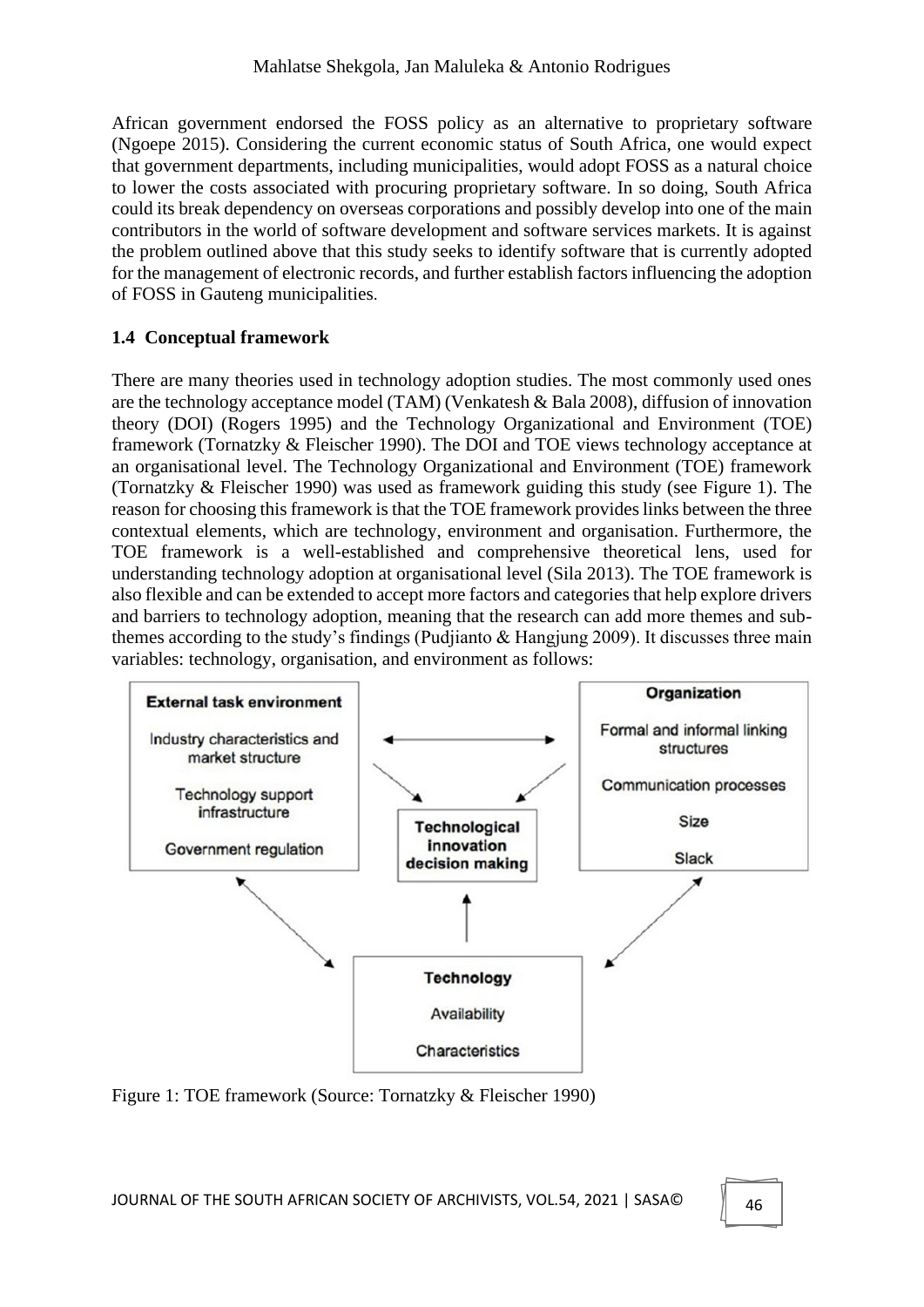African government endorsed the FOSS policy as an alternative to proprietary software (Ngoepe 2015). Considering the current economic status of South Africa, one would expect that government departments, including municipalities, would adopt FOSS as a natural choice to lower the costs associated with procuring proprietary software. In so doing, South Africa could its break dependency on overseas corporations and possibly develop into one of the main contributors in the world of software development and software services markets. It is against the problem outlined above that this study seeks to identify software that is currently adopted for the management of electronic records, and further establish factors influencing the adoption of FOSS in Gauteng municipalities.

### 1.4 Conceptual framework

There are many theories used in technology adoption studies. The most commonly used ones are the technology acceptance model (TAM) (Venkatesh & Bala 2008), diffusion of innovation theory (DOI) (Rogers 1995) and the Technology Organizational and Environment (TOE) framework (Tornatzky & Fleischer 1990). The DOI and TOE views technology acceptance at an organisational level. The Technology Organizational and Environment (TOE) framework (Tornatzky & Fleischer 1990) was used as framework guiding this study (see Figure 1). The reason for choosing this framework is that the TOE framework provides links between the three contextual elements, which are technology, environment and organisation. Furthermore, the TOE framework is a well-established and comprehensive theoretical lens, used for understanding technology adoption at organisational level (Sila 2013). The TOE framework is also flexible and can be extended to accept more factors and categories that help explore drivers and barriers to technology adoption, meaning that the research can add more themes and sub-themes according to the study's findings (Pudjianto & Hangjung 2009). It discusses three main variables: technology, organisation, and environment as follows:

**External task environment**
- Industry characteristics and market structure
- Technology support infrastructure
- Government regulation

**Organization**
- Formal and informal linking structures
- Communication processes
- Size
- Slack

**Technological innovation decision making**

**Technology**
- Availability
- Characteristics

Figure 1: TOE framework (Source: Tornatzky & Fleischer 1990)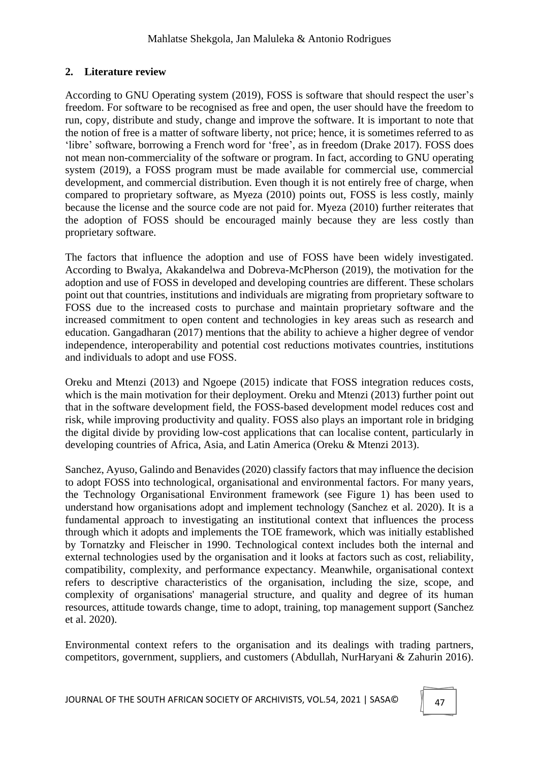## 2. Literature review

According to GNU Operating system (2019), FOSS is software that should respect the user's freedom. For software to be recognised as free and open, the user should have the freedom to run, copy, distribute and study, change and improve the software. It is important to note that the notion of free is a matter of software liberty, not price; hence, it is sometimes referred to as 'libre' software, borrowing a French word for 'free', as in freedom (Drake 2017). FOSS does not mean non-commerciality of the software or program. In fact, according to GNU operating system (2019), a FOSS program must be made available for commercial use, commercial development, and commercial distribution. Even though it is not entirely free of charge, when compared to proprietary software, as Myeza (2010) points out, FOSS is less costly, mainly because the license and the source code are not paid for. Myeza (2010) further reiterates that the adoption of FOSS should be encouraged mainly because they are less costly than proprietary software.

The factors that influence the adoption and use of FOSS have been widely investigated. According to Bwalya, Akakandelwa and Dobreva-McPherson (2019), the motivation for the adoption and use of FOSS in developed and developing countries are different. These scholars point out that countries, institutions and individuals are migrating from proprietary software to FOSS due to the increased costs to purchase and maintain proprietary software and the increased commitment to open content and technologies in key areas such as research and education. Gangadharan (2017) mentions that the ability to achieve a higher degree of vendor independence, interoperability and potential cost reductions motivates countries, institutions and individuals to adopt and use FOSS.

Oreku and Mtenzi (2013) and Ngoepe (2015) indicate that FOSS integration reduces costs, which is the main motivation for their deployment. Oreku and Mtenzi (2013) further point out that in the software development field, the FOSS-based development model reduces cost and risk, while improving productivity and quality. FOSS also plays an important role in bridging the digital divide by providing low-cost applications that can localise content, particularly in developing countries of Africa, Asia, and Latin America (Oreku & Mtenzi 2013).

Sanchez, Ayuso, Galindo and Benavides (2020) classify factors that may influence the decision to adopt FOSS into technological, organisational and environmental factors. For many years, the Technology Organisational Environment framework (see Figure 1) has been used to understand how organisations adopt and implement technology (Sanchez et al. 2020). It is a fundamental approach to investigating an institutional context that influences the process through which it adopts and implements the TOE framework, which was initially established by Tornatzky and Fleischer in 1990. Technological context includes both the internal and external technologies used by the organisation and it looks at factors such as cost, reliability, compatibility, complexity, and performance expectancy. Meanwhile, organisational context refers to descriptive characteristics of the organisation, including the size, scope, and complexity of organisations' managerial structure, and quality and degree of its human resources, attitude towards change, time to adopt, training, top management support (Sanchez et al. 2020).

Environmental context refers to the organisation and its dealings with trading partners, competitors, government, suppliers, and customers (Abdullah, NurHaryani & Zahurin 2016).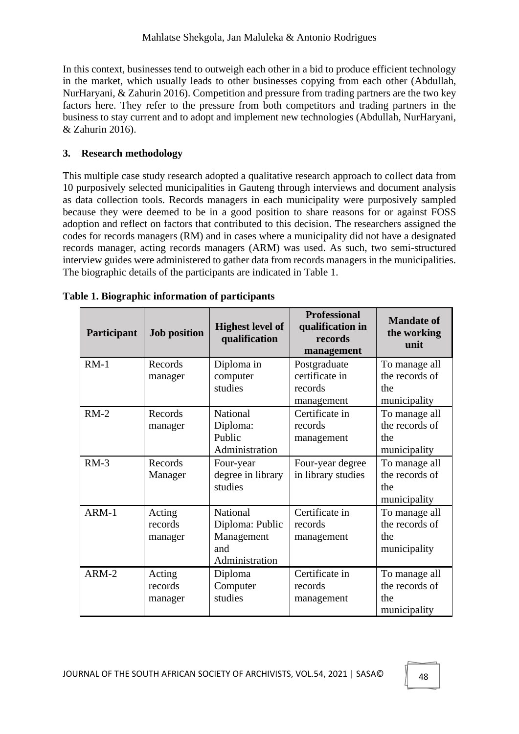In this context, businesses tend to outweigh each other in a bid to produce efficient technology in the market, which usually leads to other businesses copying from each other (Abdullah, NurHaryani, & Zahurin 2016). Competition and pressure from trading partners are the two key factors here. They refer to the pressure from both competitors and trading partners in the business to stay current and to adopt and implement new technologies (Abdullah, NurHaryani, & Zahurin 2016).

## 3. Research methodology

This multiple case study research adopted a qualitative research approach to collect data from 10 purposively selected municipalities in Gauteng through interviews and document analysis as data collection tools. Records managers in each municipality were purposively sampled because they were deemed to be in a good position to share reasons for or against FOSS adoption and reflect on factors that contributed to this decision. The researchers assigned the codes for records managers (RM) and in cases where a municipality did not have a designated records manager, acting records managers (ARM) was used. As such, two semi-structured interview guides were administered to gather data from records managers in the municipalities. The biographic details of the participants are indicated in Table 1.

**Table 1. Biographic information of participants**

| Participant | Job position | Highest level of qualification | Professional qualification in records management | Mandate of the working unit |
|---|---|---|---|---|
| RM-1 | Records manager | Diploma in computer studies | Postgraduate certificate in records management | To manage all the records of the municipality |
| RM-2 | Records manager | National Diploma: Public Administration | Certificate in records management | To manage all the records of the municipality |
| RM-3 | Records Manager | Four-year degree in library studies | Four-year degree in library studies | To manage all the records of the municipality |
| ARM-1 | Acting records manager | National Diploma: Public Management and Administration | Certificate in records management | To manage all the records of the municipality |
| ARM-2 | Acting records manager | Diploma Computer studies | Certificate in records management | To manage all the records of the municipality |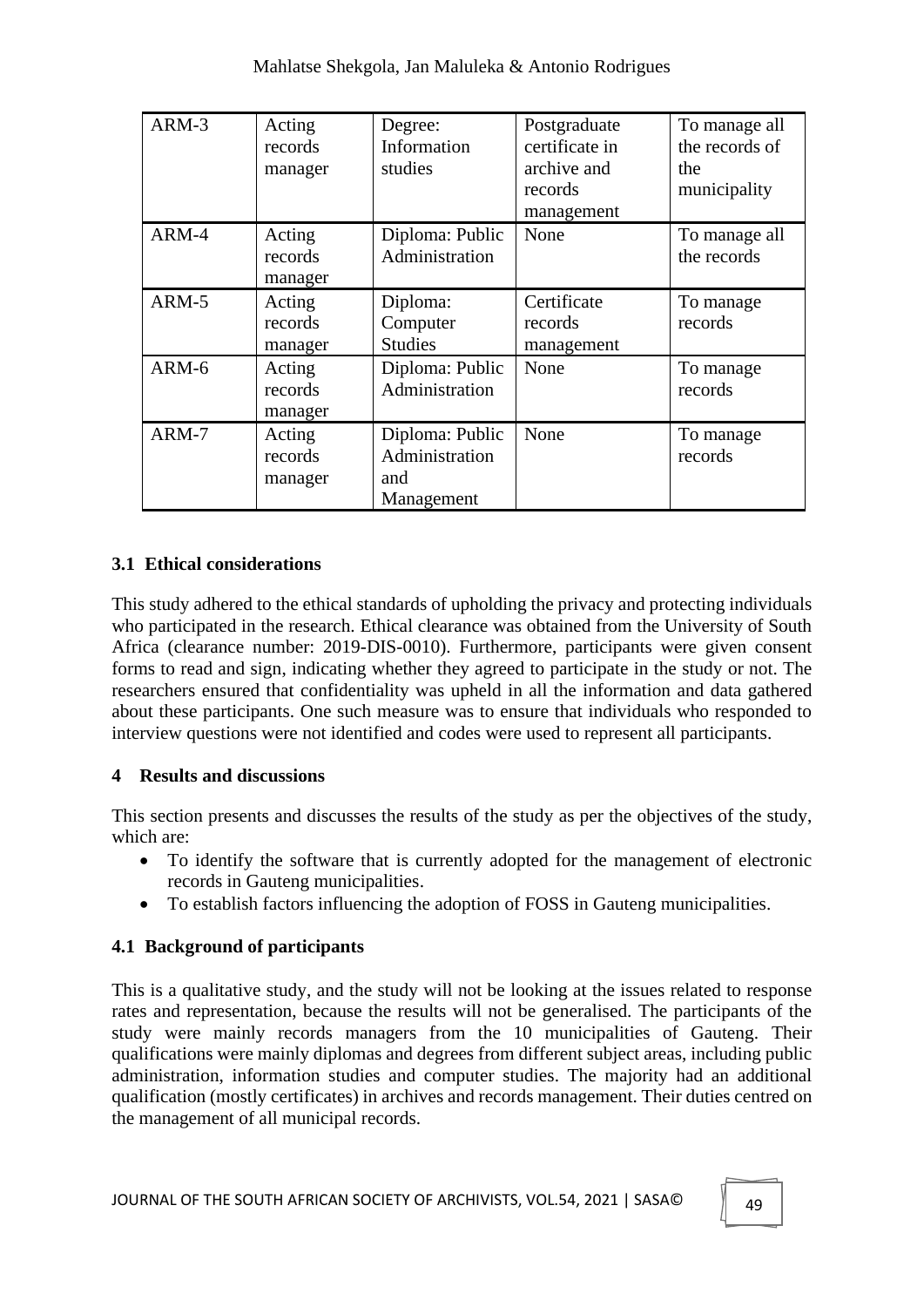| ARM-3 | Acting records manager | Degree: Information studies | Postgraduate certificate in archive and records management | To manage all the records of the municipality |
|---|---|---|---|---|
| ARM-4 | Acting records manager | Diploma: Public Administration | None | To manage all the records |
| ARM-5 | Acting records manager | Diploma: Computer Studies | Certificate records management | To manage records |
| ARM-6 | Acting records manager | Diploma: Public Administration | None | To manage records |
| ARM-7 | Acting records manager | Diploma: Public Administration and Management | None | To manage records |

### 3.1 Ethical considerations

This study adhered to the ethical standards of upholding the privacy and protecting individuals who participated in the research. Ethical clearance was obtained from the University of South Africa (clearance number: 2019-DIS-0010). Furthermore, participants were given consent forms to read and sign, indicating whether they agreed to participate in the study or not. The researchers ensured that confidentiality was upheld in all the information and data gathered about these participants. One such measure was to ensure that individuals who responded to interview questions were not identified and codes were used to represent all participants.

## 4 Results and discussions

This section presents and discusses the results of the study as per the objectives of the study, which are:

- To identify the software that is currently adopted for the management of electronic records in Gauteng municipalities.
- To establish factors influencing the adoption of FOSS in Gauteng municipalities.

### 4.1 Background of participants

This is a qualitative study, and the study will not be looking at the issues related to response rates and representation, because the results will not be generalised. The participants of the study were mainly records managers from the 10 municipalities of Gauteng. Their qualifications were mainly diplomas and degrees from different subject areas, including public administration, information studies and computer studies. The majority had an additional qualification (mostly certificates) in archives and records management. Their duties centred on the management of all municipal records.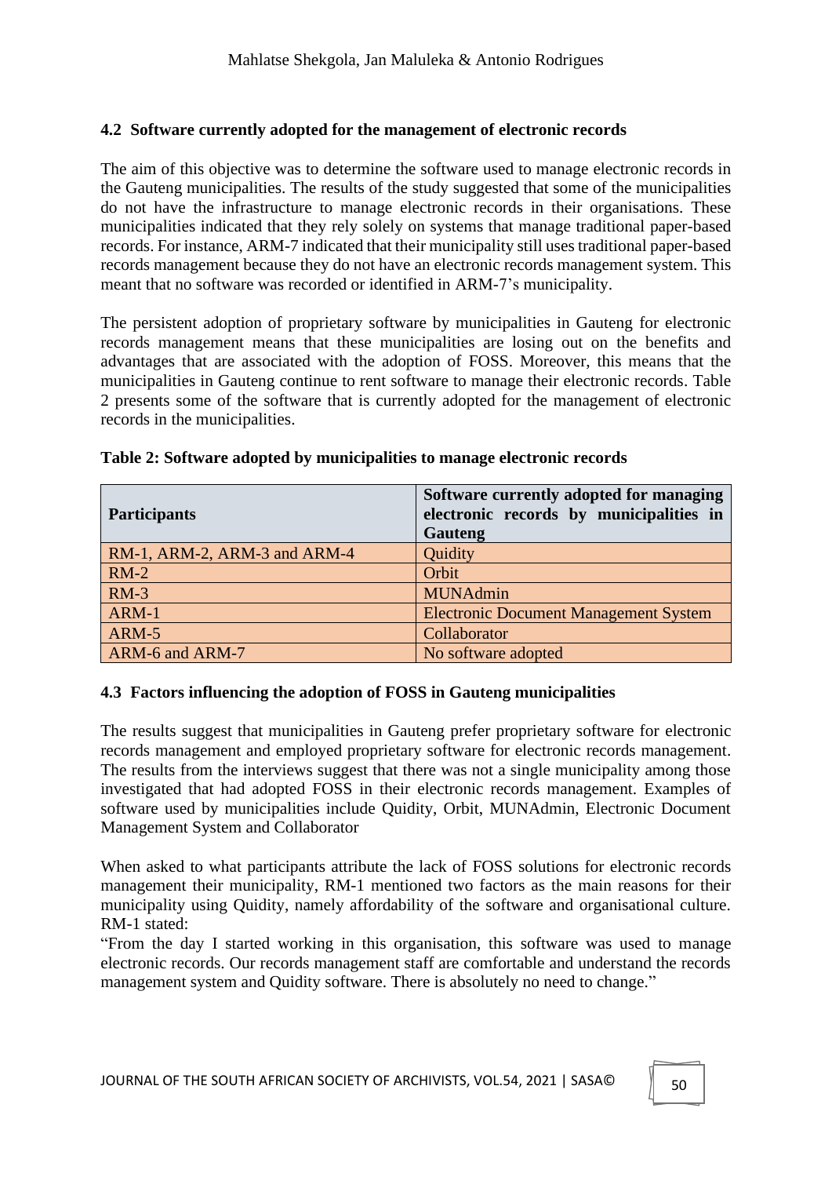### 4.2 Software currently adopted for the management of electronic records

The aim of this objective was to determine the software used to manage electronic records in the Gauteng municipalities. The results of the study suggested that some of the municipalities do not have the infrastructure to manage electronic records in their organisations. These municipalities indicated that they rely solely on systems that manage traditional paper-based records. For instance, ARM-7 indicated that their municipality still uses traditional paper-based records management because they do not have an electronic records management system. This meant that no software was recorded or identified in ARM-7's municipality.

The persistent adoption of proprietary software by municipalities in Gauteng for electronic records management means that these municipalities are losing out on the benefits and advantages that are associated with the adoption of FOSS. Moreover, this means that the municipalities in Gauteng continue to rent software to manage their electronic records. Table 2 presents some of the software that is currently adopted for the management of electronic records in the municipalities.

**Table 2: Software adopted by municipalities to manage electronic records**

| Participants | Software currently adopted for managing electronic records by municipalities in Gauteng |
|---|---|
| RM-1, ARM-2, ARM-3 and ARM-4 | Quidity |
| RM-2 | Orbit |
| RM-3 | MUNAdmin |
| ARM-1 | Electronic Document Management System |
| ARM-5 | Collaborator |
| ARM-6 and ARM-7 | No software adopted |

### 4.3 Factors influencing the adoption of FOSS in Gauteng municipalities

The results suggest that municipalities in Gauteng prefer proprietary software for electronic records management and employed proprietary software for electronic records management. The results from the interviews suggest that there was not a single municipality among those investigated that had adopted FOSS in their electronic records management. Examples of software used by municipalities include Quidity, Orbit, MUNAdmin, Electronic Document Management System and Collaborator

When asked to what participants attribute the lack of FOSS solutions for electronic records management their municipality, RM-1 mentioned two factors as the main reasons for their municipality using Quidity, namely affordability of the software and organisational culture. RM-1 stated:

"From the day I started working in this organisation, this software was used to manage electronic records. Our records management staff are comfortable and understand the records management system and Quidity software. There is absolutely no need to change."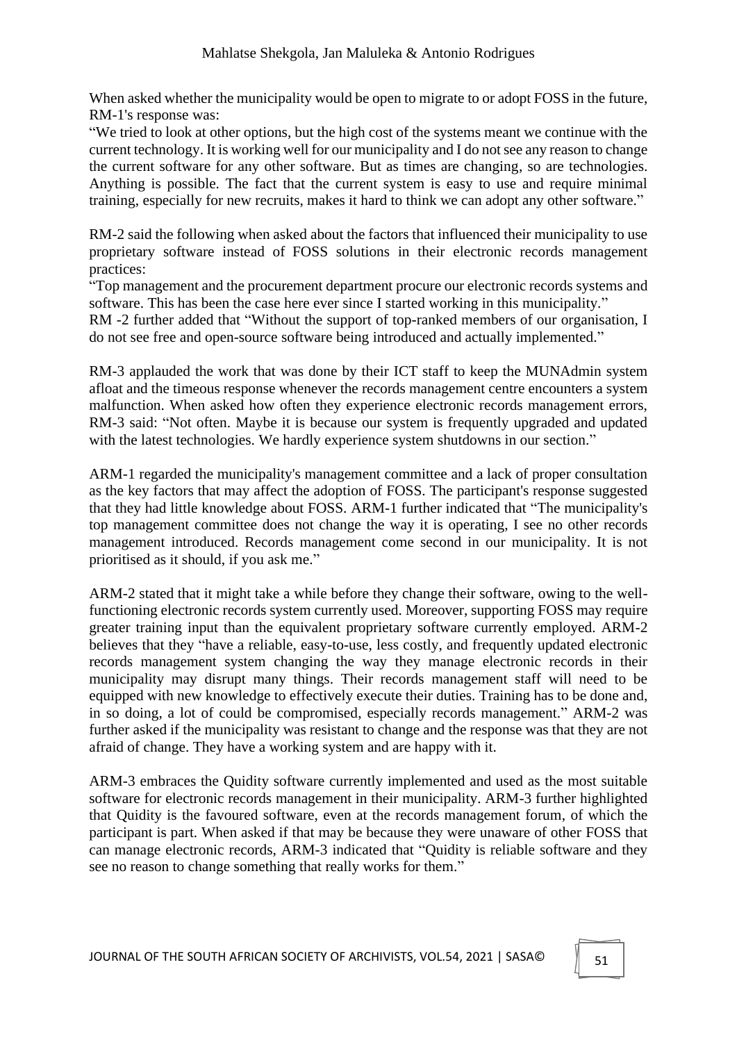When asked whether the municipality would be open to migrate to or adopt FOSS in the future, RM-1's response was:
"We tried to look at other options, but the high cost of the systems meant we continue with the current technology. It is working well for our municipality and I do not see any reason to change the current software for any other software. But as times are changing, so are technologies. Anything is possible. The fact that the current system is easy to use and require minimal training, especially for new recruits, makes it hard to think we can adopt any other software."

RM-2 said the following when asked about the factors that influenced their municipality to use proprietary software instead of FOSS solutions in their electronic records management practices:
"Top management and the procurement department procure our electronic records systems and software. This has been the case here ever since I started working in this municipality."
RM -2 further added that "Without the support of top-ranked members of our organisation, I do not see free and open-source software being introduced and actually implemented."

RM-3 applauded the work that was done by their ICT staff to keep the MUNAdmin system afloat and the timeous response whenever the records management centre encounters a system malfunction. When asked how often they experience electronic records management errors, RM-3 said: "Not often. Maybe it is because our system is frequently upgraded and updated with the latest technologies. We hardly experience system shutdowns in our section."

ARM-1 regarded the municipality's management committee and a lack of proper consultation as the key factors that may affect the adoption of FOSS. The participant's response suggested that they had little knowledge about FOSS. ARM-1 further indicated that "The municipality's top management committee does not change the way it is operating, I see no other records management introduced. Records management come second in our municipality. It is not prioritised as it should, if you ask me."

ARM-2 stated that it might take a while before they change their software, owing to the well-functioning electronic records system currently used. Moreover, supporting FOSS may require greater training input than the equivalent proprietary software currently employed. ARM-2 believes that they "have a reliable, easy-to-use, less costly, and frequently updated electronic records management system changing the way they manage electronic records in their municipality may disrupt many things. Their records management staff will need to be equipped with new knowledge to effectively execute their duties. Training has to be done and, in so doing, a lot of could be compromised, especially records management." ARM-2 was further asked if the municipality was resistant to change and the response was that they are not afraid of change. They have a working system and are happy with it.

ARM-3 embraces the Quidity software currently implemented and used as the most suitable software for electronic records management in their municipality. ARM-3 further highlighted that Quidity is the favoured software, even at the records management forum, of which the participant is part. When asked if that may be because they were unaware of other FOSS that can manage electronic records, ARM-3 indicated that "Quidity is reliable software and they see no reason to change something that really works for them."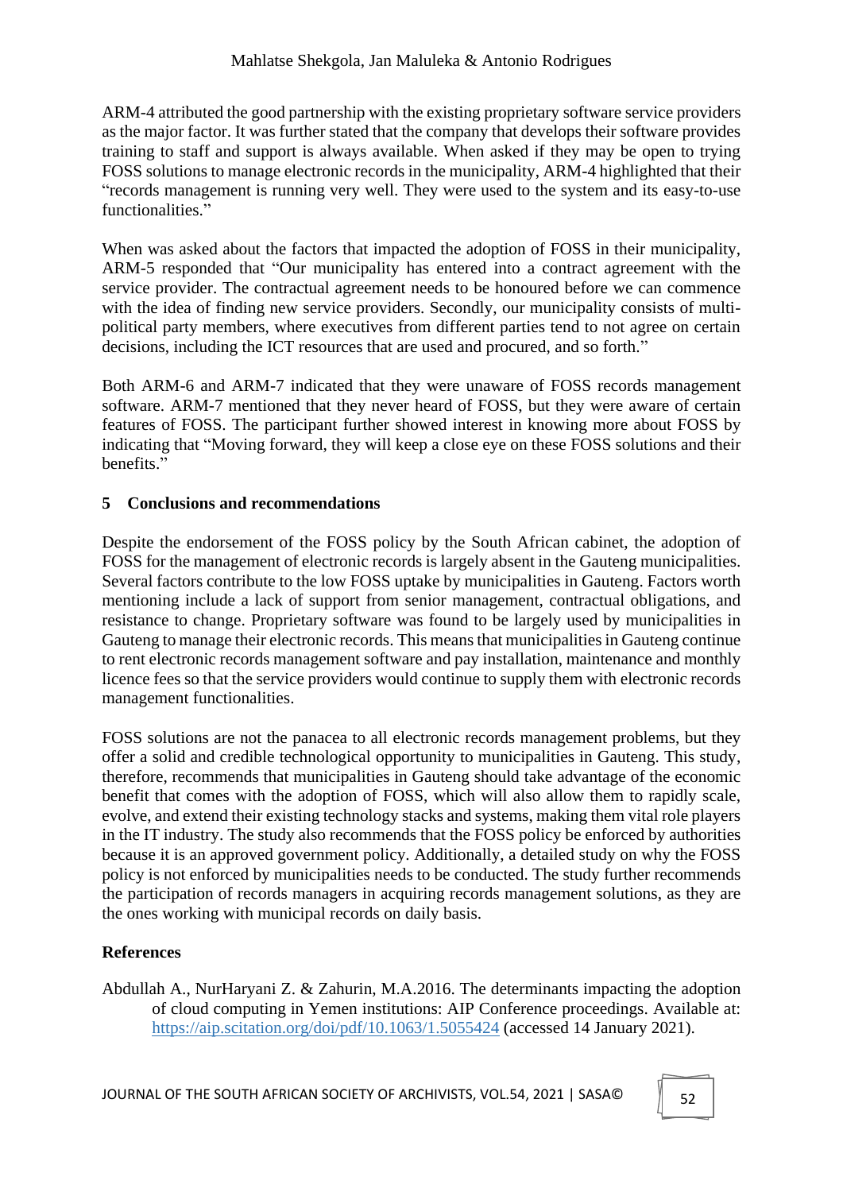ARM-4 attributed the good partnership with the existing proprietary software service providers as the major factor. It was further stated that the company that develops their software provides training to staff and support is always available. When asked if they may be open to trying FOSS solutions to manage electronic records in the municipality, ARM-4 highlighted that their "records management is running very well. They were used to the system and its easy-to-use functionalities."

When was asked about the factors that impacted the adoption of FOSS in their municipality, ARM-5 responded that "Our municipality has entered into a contract agreement with the service provider. The contractual agreement needs to be honoured before we can commence with the idea of finding new service providers. Secondly, our municipality consists of multi-political party members, where executives from different parties tend to not agree on certain decisions, including the ICT resources that are used and procured, and so forth."

Both ARM-6 and ARM-7 indicated that they were unaware of FOSS records management software. ARM-7 mentioned that they never heard of FOSS, but they were aware of certain features of FOSS. The participant showed interest in knowing more about FOSS by indicating that "Moving forward, they will keep a close eye on these FOSS solutions and their benefits."

## 5 Conclusions and recommendations

Despite the endorsement of the FOSS policy by the South African cabinet, the adoption of FOSS for the management of electronic records is largely absent in the Gauteng municipalities. Several factors contribute to the low FOSS uptake by municipalities in Gauteng. Factors worth mentioning include a lack of support from senior management, contractual obligations, and resistance to change. Proprietary software was found to be largely used by municipalities in Gauteng to manage their electronic records. This means that municipalities in Gauteng continue to rent electronic records management software and pay installation, maintenance and monthly licence fees so that the service providers would continue to supply them with electronic records management functionalities.

FOSS solutions are not the panacea to all electronic records management problems, but they offer a solid and credible technological opportunity to municipalities in Gauteng. This study, therefore, recommends that municipalities in Gauteng should take advantage of the economic benefit that comes with the adoption of FOSS, which will also allow them to rapidly scale, evolve, and extend their existing technology stacks and systems, making them vital role players in the IT industry. The study also recommends that the FOSS policy be enforced by authorities because it is an approved government policy. Additionally, a detailed study on why the FOSS policy is not enforced by municipalities needs to be conducted. The study further recommends the participation of records managers in acquiring records management solutions, as they are the ones working with municipal records on daily basis.

## References

Abdullah A., NurHaryani Z. & Zahurin, M.A.2016. The determinants impacting the adoption of cloud computing in Yemen institutions: AIP Conference proceedings. Available at: https://aip.scitation.org/doi/pdf/10.1063/1.5055424 (accessed 14 January 2021).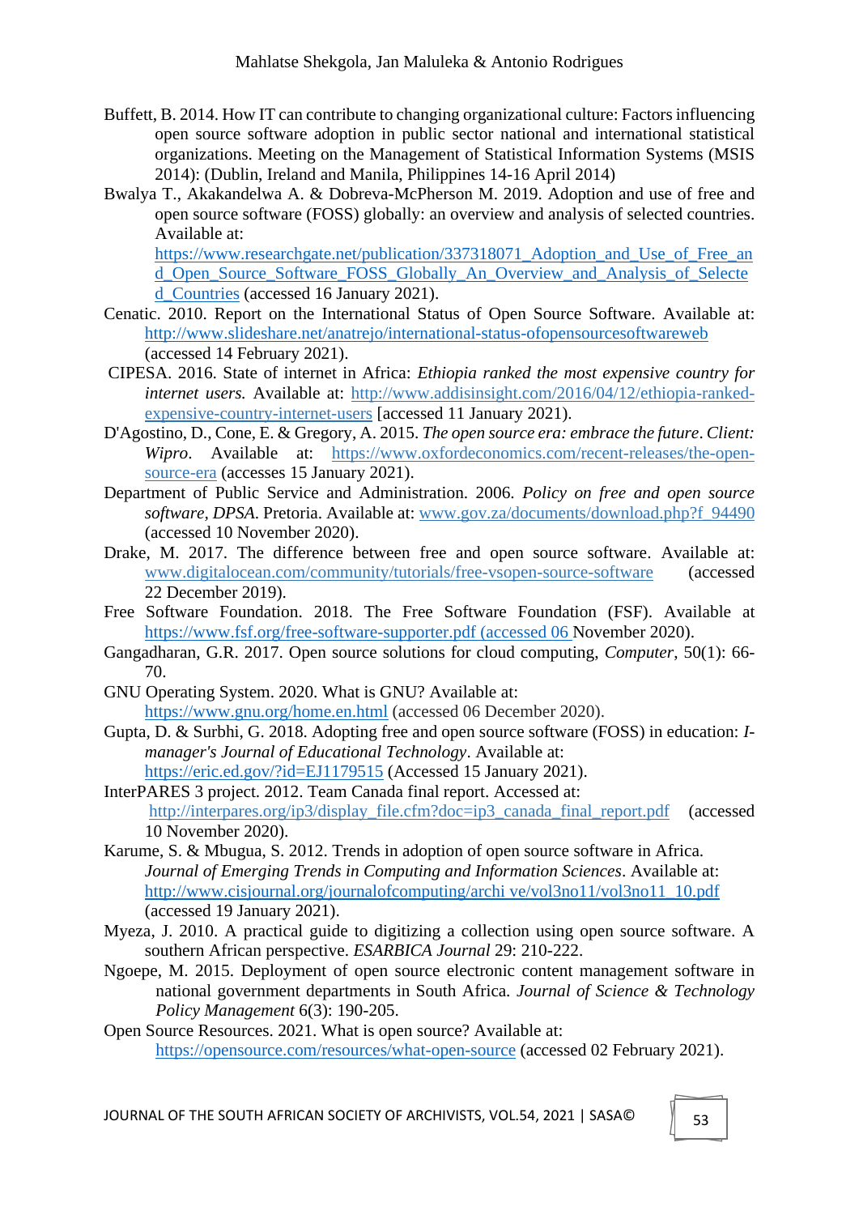Buffett, B. 2014. How IT can contribute to changing organizational culture: Factors influencing open source software adoption in public sector national and international statistical organizations. Meeting on the Management of Statistical Information Systems (MSIS 2014): (Dublin, Ireland and Manila, Philippines 14-16 April 2014)

Bwalya T., Akakandelwa A. & Dobreva-McPherson M. 2019. Adoption and use of free and open source software (FOSS) globally: an overview and analysis of selected countries. Available at: https://www.researchgate.net/publication/337318071_Adoption_and_Use_of_Free_and_Open_Source_Software_FOSS_Globally_An_Overview_and_Analysis_of_Selected_Countries (accessed 16 January 2021).

Cenatic. 2010. Report on the International Status of Open Source Software. Available at: http://www.slideshare.net/anatrejo/international-status-ofopensourcesoftwareweb (accessed 14 February 2021).

CIPESA. 2016. State of internet in Africa: *Ethiopia ranked the most expensive country for internet users.* Available at: http://www.addisinsight.com/2016/04/12/ethiopia-ranked-expensive-country-internet-users [accessed 11 January 2021).

D'Agostino, D., Cone, E. & Gregory, A. 2015. *The open source era: embrace the future*. *Client: Wipro*. Available at: https://www.oxfordeconomics.com/recent-releases/the-open-source-era (accesses 15 January 2021).

Department of Public Service and Administration. 2006. *Policy on free and open source software*, *DPSA*. Pretoria. Available at: www.gov.za/documents/download.php?f_94490 (accessed 10 November 2020).

Drake, M. 2017. The difference between free and open source software. Available at: www.digitalocean.com/community/tutorials/free-vsopen-source-software (accessed 22 December 2019).

Free Software Foundation. 2018. The Free Software Foundation (FSF). Available at https://www.fsf.org/free-software-supporter.pdf (accessed 06 November 2020).

Gangadharan, G.R. 2017. Open source solutions for cloud computing, *Computer*, 50(1): 66-70.

GNU Operating System. 2020. What is GNU? Available at: https://www.gnu.org/home.en.html (accessed 06 December 2020).

Gupta, D. & Surbhi, G. 2018. Adopting free and open source software (FOSS) in education: *I-manager's Journal of Educational Technology*. Available at: https://eric.ed.gov/?id=EJ1179515 (Accessed 15 January 2021).

InterPARES 3 project. 2012. Team Canada final report. Accessed at: http://interpares.org/ip3/display_file.cfm?doc=ip3_canada_final_report.pdf (accessed 10 November 2020).

Karume, S. & Mbugua, S. 2012. Trends in adoption of open source software in Africa. *Journal of Emerging Trends in Computing and Information Sciences*. Available at: http://www.cisjournal.org/journalofcomputing/archi ve/vol3no11/vol3no11_10.pdf (accessed 19 January 2021).

Myeza, J. 2010. A practical guide to digitizing a collection using open source software. A southern African perspective. *ESARBICA Journal* 29: 210-222.

Ngoepe, M. 2015. Deployment of open source electronic content management software in national government departments in South Africa. *Journal of Science & Technology Policy Management* 6(3): 190-205.

Open Source Resources. 2021. What is open source? Available at: https://opensource.com/resources/what-open-source (accessed 02 February 2021).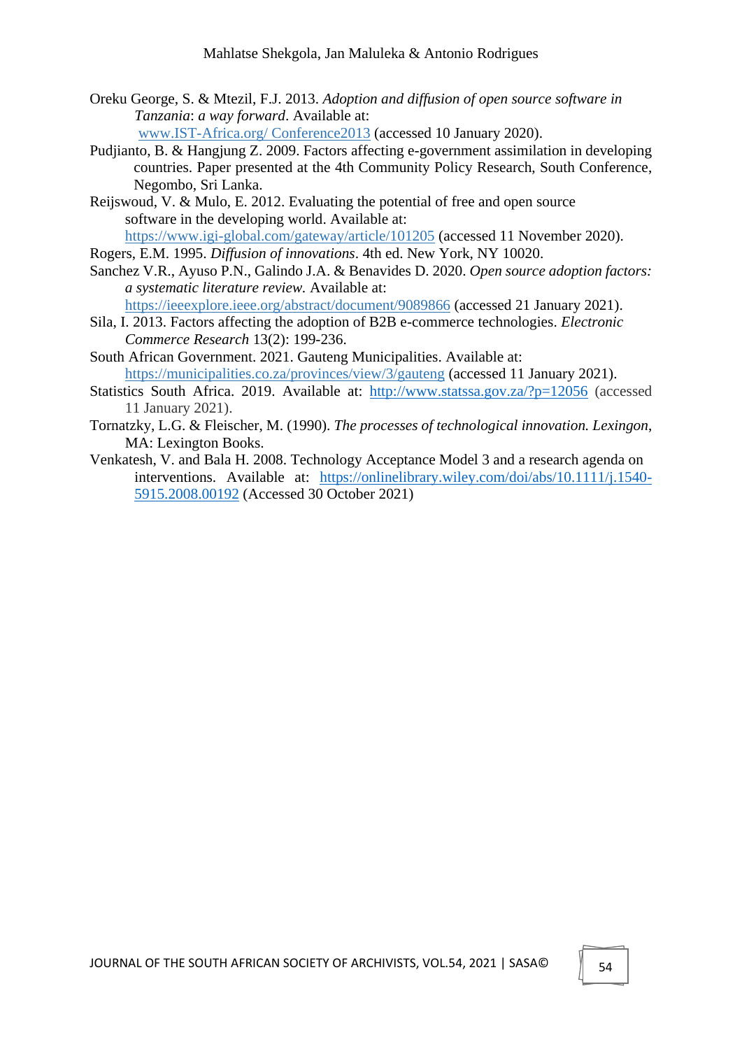Oreku George, S. & Mtezil, F.J. 2013. *Adoption and diffusion of open source software in Tanzania*: *a way forward*. Available at: www.IST-Africa.org/ Conference2013 (accessed 10 January 2020).

Pudjianto, B. & Hangjung Z. 2009. Factors affecting e-government assimilation in developing countries. Paper presented at the 4th Community Policy Research, South Conference, Negombo, Sri Lanka.

Reijswoud, V. & Mulo, E. 2012. Evaluating the potential of free and open source software in the developing world. Available at: https://www.igi-global.com/gateway/article/101205 (accessed 11 November 2020).

Rogers, E.M. 1995. *Diffusion of innovations*. 4th ed. New York, NY 10020.

Sanchez V.R., Ayuso P.N., Galindo J.A. & Benavides D. 2020. *Open source adoption factors: a systematic literature review.* Available at: https://ieeexplore.ieee.org/abstract/document/9089866 (accessed 21 January 2021).

Sila, I. 2013. Factors affecting the adoption of B2B e-commerce technologies. *Electronic Commerce Research* 13(2): 199-236.

South African Government. 2021. Gauteng Municipalities. Available at: https://municipalities.co.za/provinces/view/3/gauteng (accessed 11 January 2021).

Statistics South Africa. 2019. Available at: http://www.statssa.gov.za/?p=12056 (accessed 11 January 2021).

Tornatzky, L.G. & Fleischer, M. (1990). *The processes of technological innovation. Lexingon*, MA: Lexington Books.

Venkatesh, V. and Bala H. 2008. Technology Acceptance Model 3 and a research agenda on interventions. Available at: https://onlinelibrary.wiley.com/doi/abs/10.1111/j.1540-5915.2008.00192 (Accessed 30 October 2021)